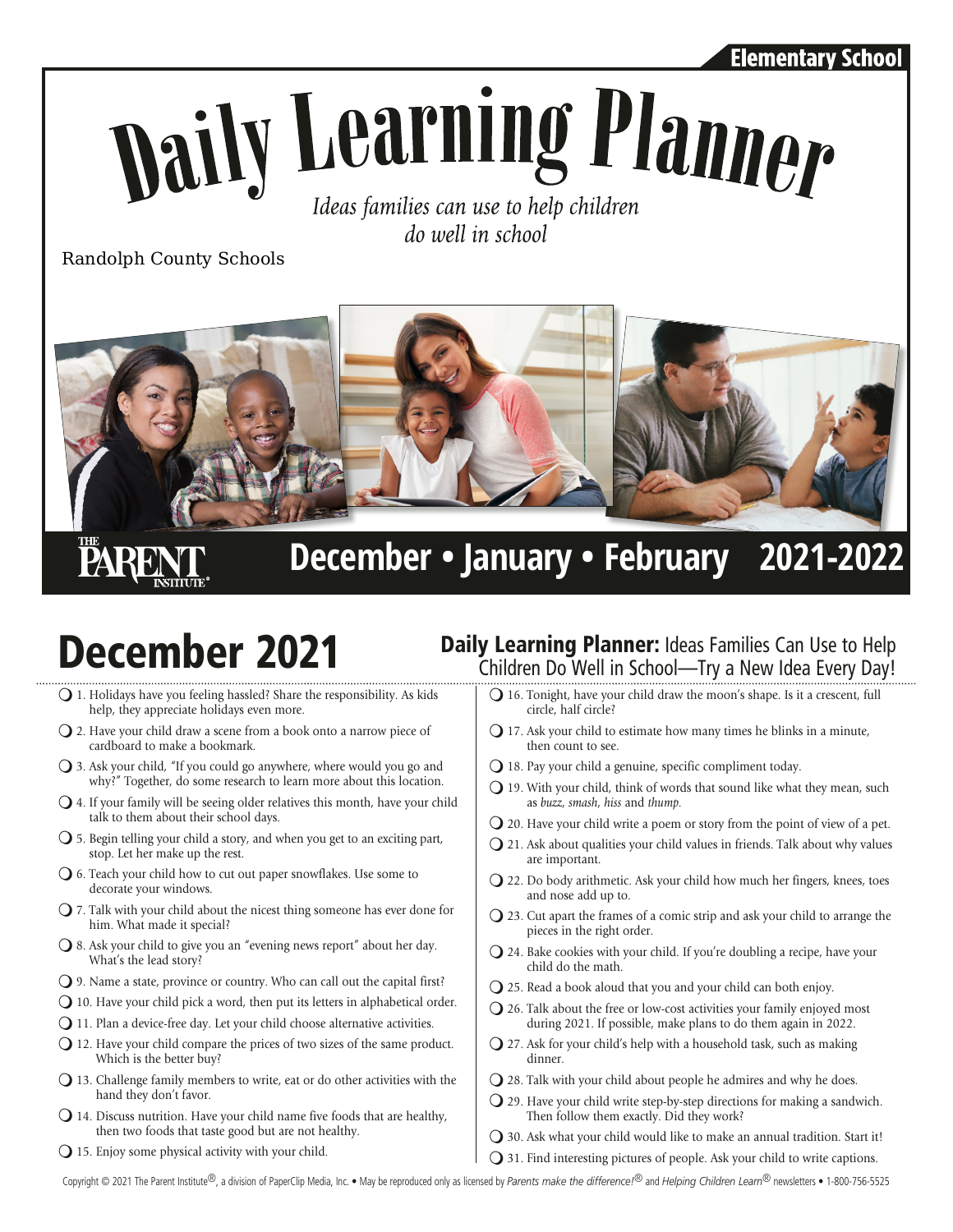Elementary School

# Daily Learning Planner

*Ideas families can use to help children do well in school*

Randolph County Schools

THE PARENT INSTITUTE®

## December • January • February 2021-2022

# December 2021

**Daily Learning Planner:** Ideas Families Can Use to Help Children Do Well in School—Try a New Idea Every Day!

- ❍ 1. Holidays have you feeling hassled? Share the responsibility. As kids help, they appreciate holidays even more.
- ❍ 2. Have your child draw a scene from a book onto a narrow piece of cardboard to make a bookmark.
- ❍ 3. Ask your child, "If you could go anywhere, where would you go and why?" Together, do some research to learn more about this location.
- ❍ 4. If your family will be seeing older relatives this month, have your child talk to them about their school days.
- ❍ 5. Begin telling your child a story, and when you get to an exciting part, stop. Let her make up the rest.
- ❍ 6. Teach your child how to cut out paper snowflakes. Use some to decorate your windows.
- ❍ 7. Talk with your child about the nicest thing someone has ever done for him. What made it special?
- ❍ 8. Ask your child to give you an "evening news report" about her day. What's the lead story?
- ❍ 9. Name a state, province or country. Who can call out the capital first?
- ❍ 10. Have your child pick a word, then put its letters in alphabetical order.
- ❍ 11. Plan a device-free day. Let your child choose alternative activities.
- ❍ 12. Have your child compare the prices of two sizes of the same product. Which is the better buy?
- ❍ 13. Challenge family members to write, eat or do other activities with the hand they don't favor.
- ❍ 14. Discuss nutrition. Have your child name five foods that are healthy, then two foods that taste good but are not healthy.
- ❍ 15. Enjoy some physical activity with your child.
- ❍ 16. Tonight, have your child draw the moon's shape. Is it a crescent, full circle, half circle?
- ❍ 17. Ask your child to estimate how many times he blinks in a minute, then count to see.
- ❍ 18. Pay your child a genuine, specific compliment today.
- ❍ 19. With your child, think of words that sound like what they mean, such as *buzz, smash, hiss* and *thump*.
- ❍ 20. Have your child write a poem or story from the point of view of a pet.
- ❍ 21. Ask about qualities your child values in friends. Talk about why values are important.
- ❍ 22. Do body arithmetic. Ask your child how much her fingers, knees, toes and nose add up to.
- ❍ 23. Cut apart the frames of a comic strip and ask your child to arrange the pieces in the right order.
- ❍ 24. Bake cookies with your child. If you're doubling a recipe, have your child do the math.
- ❍ 25. Read a book aloud that you and your child can both enjoy.
- ❍ 26. Talk about the free or low-cost activities your family enjoyed most during 2021. If possible, make plans to do them again in 2022.
- ❍ 27. Ask for your child's help with a household task, such as making dinner.
- ❍ 28. Talk with your child about people he admires and why he does.
- ❍ 29. Have your child write step-by-step directions for making a sandwich. Then follow them exactly. Did they work?
- ❍ 30. Ask what your child would like to make an annual tradition. Start it!
- ❍ 31. Find interesting pictures of people. Ask your child to write captions.

Copyright © 2021 The Parent Institute®, a division of PaperClip Media, Inc. • May be reproduced only as licensed by *Parents make the difference!*® and *Helping Children Learn*® newsletters • 1-800-756-5525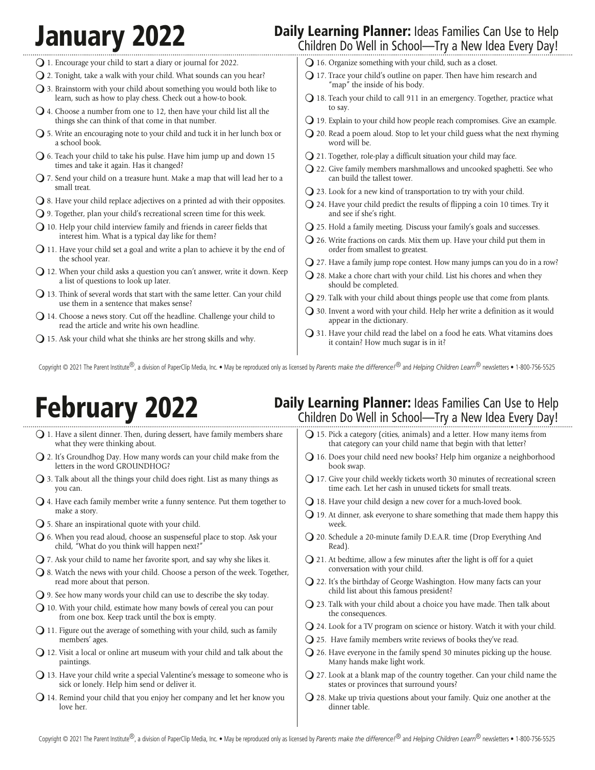# January 2022

## **Daily Learning Planner:** Ideas Families Can Use to Help Children Do Well in School—Try a New Idea Every Day!

- ❍ 1. Encourage your child to start a diary or journal for 2022.
- ❍ 2. Tonight, take a walk with your child. What sounds can you hear?
- ❍ 3. Brainstorm with your child about something you would both like to learn, such as how to play chess. Check out a how-to book.
- ❍ 4. Choose a number from one to 12, then have your child list all the things she can think of that come in that number.
- ❍ 5. Write an encouraging note to your child and tuck it in her lunch box or a school book.
- ❍ 6. Teach your child to take his pulse. Have him jump up and down 15 times and take it again. Has it changed?
- ❍ 7. Send your child on a treasure hunt. Make a map that will lead her to a small treat.
- ❍ 8. Have your child replace adjectives on a printed ad with their opposites.
- ❍ 9. Together, plan your child's recreational screen time for this week.
- ❍ 10. Help your child interview family and friends in career fields that interest him. What is a typical day like for them?
- ❍ 11. Have your child set a goal and write a plan to achieve it by the end of the school year.
- ❍ 12. When your child asks a question you can't answer, write it down. Keep a list of questions to look up later.
- ❍ 13. Think of several words that start with the same letter. Can your child use them in a sentence that makes sense?
- ❍ 14. Choose a news story. Cut off the headline. Challenge your child to read the article and write his own headline.
- ❍ 15. Ask your child what she thinks are her strong skills and why.
- ❍ 16. Organize something with your child, such as a closet.
- ❍ 17. Trace your child's outline on paper. Then have him research and "map" the inside of his body.
- ❍ 18. Teach your child to call 911 in an emergency. Together, practice what to say.
- ❍ 19. Explain to your child how people reach compromises. Give an example.
- ❍ 20. Read a poem aloud. Stop to let your child guess what the next rhyming word will be.
- ❍ 21. Together, role-play a difficult situation your child may face.
- ❍ 22. Give family members marshmallows and uncooked spaghetti. See who can build the tallest tower.
- ❍ 23. Look for a new kind of transportation to try with your child.
- ❍ 24. Have your child predict the results of flipping a coin 10 times. Try it and see if she's right.
- ❍ 25. Hold a family meeting. Discuss your family's goals and successes.
- ❍ 26. Write fractions on cards. Mix them up. Have your child put them in order from smallest to greatest.
- ❍ 27. Have a family jump rope contest. How many jumps can you do in a row?
- ❍ 28. Make a chore chart with your child. List his chores and when they should be completed.
- ❍ 29. Talk with your child about things people use that come from plants.
- ❍ 30. Invent a word with your child. Help her write a definition as it would appear in the dictionary.
- ❍ 31. Have your child read the label on a food he eats. What vitamins does it contain? How much sugar is in it?

Copyright © 2021 The Parent Institute®, a division of PaperClip Media, Inc. • May be reproduced only as licensed by *Parents make the difference!®* and *Helping Children Learn®* newsletters • 1-800-756-5525

# February 2022

## **Daily Learning Planner:** Ideas Families Can Use to Help Children Do Well in School—Try a New Idea Every Day!

- ❍ 1. Have a silent dinner. Then, during dessert, have family members share what they were thinking about.
- ❍ 2. It's Groundhog Day. How many words can your child make from the letters in the word GROUNDHOG?
- ❍ 3. Talk about all the things your child does right. List as many things as you can.
- ❍ 4. Have each family member write a funny sentence. Put them together to make a story.
- ❍ 5. Share an inspirational quote with your child.
- ❍ 6. When you read aloud, choose an suspenseful place to stop. Ask your child, "What do you think will happen next?"
- ❍ 7. Ask your child to name her favorite sport, and say why she likes it.
- ❍ 8. Watch the news with your child. Choose a person of the week. Together, read more about that person.
- ❍ 9. See how many words your child can use to describe the sky today.
- ❍ 10. With your child, estimate how many bowls of cereal you can pour from one box. Keep track until the box is empty.
- ❍ 11. Figure out the average of something with your child, such as family members' ages.
- ❍ 12. Visit a local or online art museum with your child and talk about the paintings.
- ❍ 13. Have your child write a special Valentine's message to someone who is sick or lonely. Help him send or deliver it.
- ❍ 14. Remind your child that you enjoy her company and let her know you love her.
- ❍ 15. Pick a category (cities, animals) and a letter. How many items from that category can your child name that begin with that letter?
- ❍ 16. Does your child need new books? Help him organize a neighborhood book swap.
- ❍ 17. Give your child weekly tickets worth 30 minutes of recreational screen time each. Let her cash in unused tickets for small treats.
- ❍ 18. Have your child design a new cover for a much-loved book.
- ❍ 19. At dinner, ask everyone to share something that made them happy this week.
- ❍ 20. Schedule a 20-minute family D.E.A.R. time (Drop Everything And Read).
- ❍ 21. At bedtime, allow a few minutes after the light is off for a quiet conversation with your child.
- ❍ 22. It's the birthday of George Washington. How many facts can your child list about this famous president?
- ❍ 23. Talk with your child about a choice you have made. Then talk about the consequences.
- ❍ 24. Look for a TV program on science or history. Watch it with your child.
- ❍ 25. Have family members write reviews of books they've read.
- ❍ 26. Have everyone in the family spend 30 minutes picking up the house. Many hands make light work.
- ❍ 27. Look at a blank map of the country together. Can your child name the states or provinces that surround yours?
- ❍ 28. Make up trivia questions about your family. Quiz one another at the dinner table.

Copyright © 2021 The Parent Institute®, a division of PaperClip Media, Inc. • May be reproduced only as licensed by *Parents make the difference!®* and *Helping Children Learn®* newsletters • 1-800-756-5525